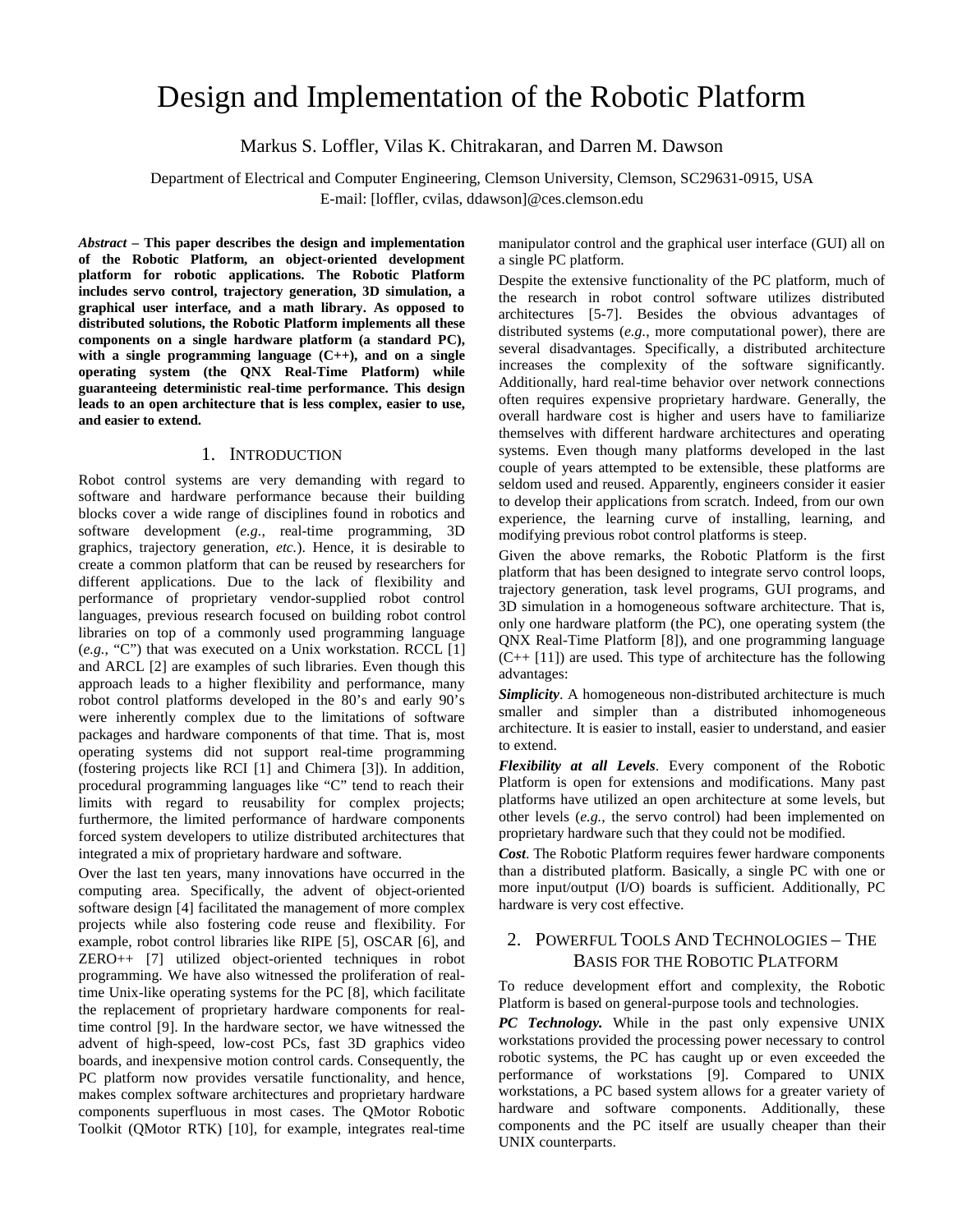# Design and Implementation of the Robotic Platform

Markus S. Loffler, Vilas K. Chitrakaran, and Darren M. Dawson

Department of Electrical and Computer Engineering, Clemson University, Clemson, SC29631-0915, USA
E-mail: [loffler, cvilas, ddawson]@ces.clemson.edu

***Abstract* – This paper describes the design and implementation of the Robotic Platform, an object-oriented development platform for robotic applications. The Robotic Platform includes servo control, trajectory generation, 3D simulation, a graphical user interface, and a math library. As opposed to distributed solutions, the Robotic Platform implements all these components on a single hardware platform (a standard PC), with a single programming language (C++), and on a single operating system (the QNX Real-Time Platform) while guaranteeing deterministic real-time performance. This design leads to an open architecture that is less complex, easier to use, and easier to extend.**

## 1. Introduction

Robot control systems are very demanding with regard to software and hardware performance because their building blocks cover a wide range of disciplines found in robotics and software development (*e.g.*, real-time programming, 3D graphics, trajectory generation, *etc.*). Hence, it is desirable to create a common platform that can be reused by researchers for different applications. Due to the lack of flexibility and performance of proprietary vendor-supplied robot control languages, previous research focused on building robot control libraries on top of a commonly used programming language (*e.g.*, "C") that was executed on a Unix workstation. RCCL [1] and ARCL [2] are examples of such libraries. Even though this approach leads to a higher flexibility and performance, many robot control platforms developed in the 80's and early 90's were inherently complex due to the limitations of software packages and hardware components of that time. That is, most operating systems did not support real-time programming (fostering projects like RCI [1] and Chimera [3]). In addition, procedural programming languages like "C" tend to reach their limits with regard to reusability for complex projects; furthermore, the limited performance of hardware components forced system developers to utilize distributed architectures that integrated a mix of proprietary hardware and software.

Over the last ten years, many innovations have occurred in the computing area. Specifically, the advent of object-oriented software design [4] facilitated the management of more complex projects while also fostering code reuse and flexibility. For example, robot control libraries like RIPE [5], OSCAR [6], and ZERO++ [7] utilized object-oriented techniques in robot programming. We have also witnessed the proliferation of real-time Unix-like operating systems for the PC [8], which facilitate the replacement of proprietary hardware components for real-time control [9]. In the hardware sector, we have witnessed the advent of high-speed, low-cost PCs, fast 3D graphics video boards, and inexpensive motion control cards. Consequently, the PC platform now provides versatile functionality, and hence, makes complex software architectures and proprietary hardware components superfluous in most cases. The QMotor Robotic Toolkit (QMotor RTK) [10], for example, integrates real-time manipulator control and the graphical user interface (GUI) all on a single PC platform.

Despite the extensive functionality of the PC platform, much of the research in robot control software utilizes distributed architectures [5-7]. Besides the obvious advantages of distributed systems (*e.g.*, more computational power), there are several disadvantages. Specifically, a distributed architecture increases the complexity of the software significantly. Additionally, hard real-time behavior over network connections often requires expensive proprietary hardware. Generally, the overall hardware cost is higher and users have to familiarize themselves with different hardware architectures and operating systems. Even though many platforms developed in the last couple of years attempted to be extensible, these platforms are seldom used and reused. Apparently, engineers consider it easier to develop their applications from scratch. Indeed, from our own experience, the learning curve of installing, learning, and modifying previous robot control platforms is steep.

Given the above remarks, the Robotic Platform is the first platform that has been designed to integrate servo control loops, trajectory generation, task level programs, GUI programs, and 3D simulation in a homogeneous software architecture. That is, only one hardware platform (the PC), one operating system (the QNX Real-Time Platform [8]), and one programming language (C++ [11]) are used. This type of architecture has the following advantages:

***Simplicity***. A homogeneous non-distributed architecture is much smaller and simpler than a distributed inhomogeneous architecture. It is easier to install, easier to understand, and easier to extend.

***Flexibility at all Levels***. Every component of the Robotic Platform is open for extensions and modifications. Many past platforms have utilized an open architecture at some levels, but other levels (*e.g.*, the servo control) had been implemented on proprietary hardware such that they could not be modified.

***Cost***. The Robotic Platform requires fewer hardware components than a distributed platform. Basically, a single PC with one or more input/output (I/O) boards is sufficient. Additionally, PC hardware is very cost effective.

## 2. Powerful Tools And Technologies – The Basis for the Robotic Platform

To reduce development effort and complexity, the Robotic Platform is based on general-purpose tools and technologies.

***PC Technology.*** While in the past only expensive UNIX workstations provided the processing power necessary to control robotic systems, the PC has caught up or even exceeded the performance of workstations [9]. Compared to UNIX workstations, a PC based system allows for a greater variety of hardware and software components. Additionally, these components and the PC itself are usually cheaper than their UNIX counterparts.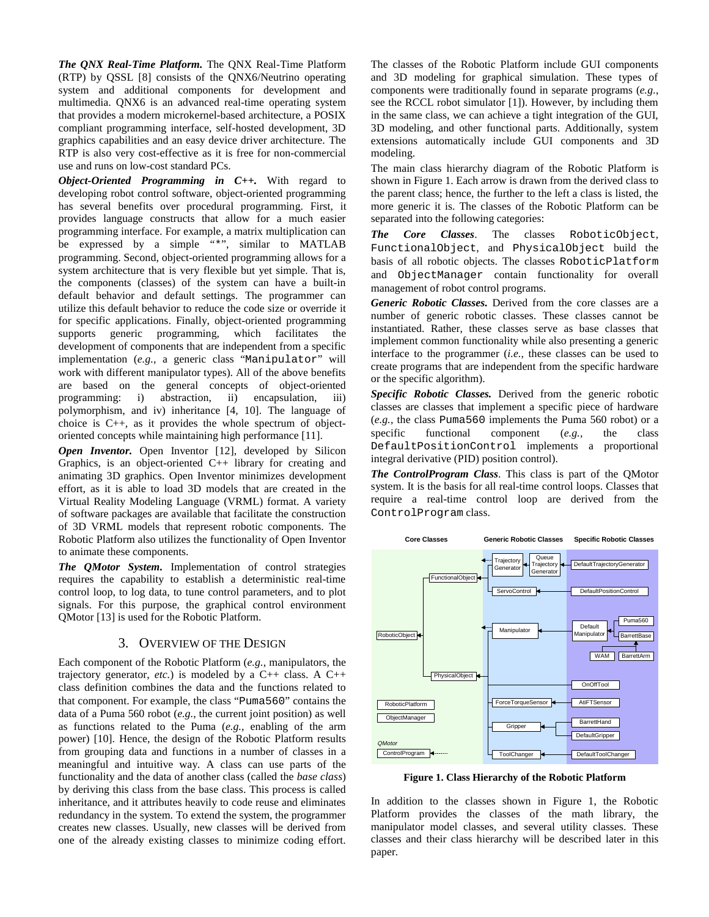***The QNX Real-Time Platform.*** The QNX Real-Time Platform (RTP) by QSSL [8] consists of the QNX6/Neutrino operating system and additional components for development and multimedia. QNX6 is an advanced real-time operating system that provides a modern microkernel-based architecture, a POSIX compliant programming interface, self-hosted development, 3D graphics capabilities and an easy device driver architecture. The RTP is also very cost-effective as it is free for non-commercial use and runs on low-cost standard PCs.

***Object-Oriented Programming in C++.*** With regard to developing robot control software, object-oriented programming has several benefits over procedural programming. First, it provides language constructs that allow for a much easier programming interface. For example, a matrix multiplication can be expressed by a simple "*", similar to MATLAB programming. Second, object-oriented programming allows for a system architecture that is very flexible but yet simple. That is, the components (classes) of the system can have a built-in default behavior and default settings. The programmer can utilize this default behavior to reduce the code size or override it for specific applications. Finally, object-oriented programming supports generic programming, which facilitates the development of components that are independent from a specific implementation (*e.g.*, a generic class "`Manipulator`" will work with different manipulator types). All of the above benefits are based on the general concepts of object-oriented programming: i) abstraction, ii) encapsulation, iii) polymorphism, and iv) inheritance [4, 10]. The language of choice is C++, as it provides the whole spectrum of object-oriented concepts while maintaining high performance [11].

***Open Inventor.*** Open Inventor [12], developed by Silicon Graphics, is an object-oriented C++ library for creating and animating 3D graphics. Open Inventor minimizes development effort, as it is able to load 3D models that are created in the Virtual Reality Modeling Language (VRML) format. A variety of software packages are available that facilitate the construction of 3D VRML models that represent robotic components. The Robotic Platform also utilizes the functionality of Open Inventor to animate these components.

***The QMotor System.*** Implementation of control strategies requires the capability to establish a deterministic real-time control loop, to log data, to tune control parameters, and to plot signals. For this purpose, the graphical control environment QMotor [13] is used for the Robotic Platform.

## 3. Overview of the Design

Each component of the Robotic Platform (*e.g.*, manipulators, the trajectory generator, *etc.*) is modeled by a C++ class. A C++ class definition combines the data and the functions related to that component. For example, the class "`Puma560`" contains the data of a Puma 560 robot (*e.g.*, the current joint position) as well as functions related to the Puma (*e.g.*, enabling of the arm power) [10]. Hence, the design of the Robotic Platform results from grouping data and functions in a number of classes in a meaningful and intuitive way. A class can use parts of the functionality and the data of another class (called the *base class*) by deriving this class from the base class. This process is called inheritance, and it attributes heavily to code reuse and eliminates redundancy in the system. To extend the system, the programmer creates new classes. Usually, new classes will be derived from one of the already existing classes to minimize coding effort.

The classes of the Robotic Platform include GUI components and 3D modeling for graphical simulation. These types of components were traditionally found in separate programs (*e.g.*, see the RCCL robot simulator [1]). However, by including them in the same class, we can achieve a tight integration of the GUI, 3D modeling, and other functional parts. Additionally, system extensions automatically include GUI components and 3D modeling.

The main class hierarchy diagram of the Robotic Platform is shown in Figure 1. Each arrow is drawn from the derived class to the parent class; hence, the further to the left a class is listed, the more generic it is. The classes of the Robotic Platform can be separated into the following categories:

***The Core Classes***. The classes `RoboticObject`, `FunctionalObject`, and `PhysicalObject` build the basis of all robotic objects. The classes `RoboticPlatform` and `ObjectManager` contain functionality for overall management of robot control programs.

***Generic Robotic Classes.*** Derived from the core classes are a number of generic robotic classes. These classes cannot be instantiated. Rather, these classes serve as base classes that implement common functionality while also presenting a generic interface to the programmer (*i.e.*, these classes can be used to create programs that are independent from the specific hardware or the specific algorithm).

***Specific Robotic Classes.*** Derived from the generic robotic classes are classes that implement a specific piece of hardware (*e.g.*, the class `Puma560` implements the Puma 560 robot) or a specific functional component (*e.g.*, the class `DefaultPositionControl` implements a proportional integral derivative (PID) position control).

***The ControlProgram Class***. This class is part of the QMotor system. It is the basis for all real-time control loops. Classes that require a real-time control loop are derived from the `ControlProgram` class.

**Figure 1. Class Hierarchy of the Robotic Platform**

In addition to the classes shown in Figure 1, the Robotic Platform provides the classes of the math library, the manipulator model classes, and several utility classes. These classes and their class hierarchy will be described later in this paper.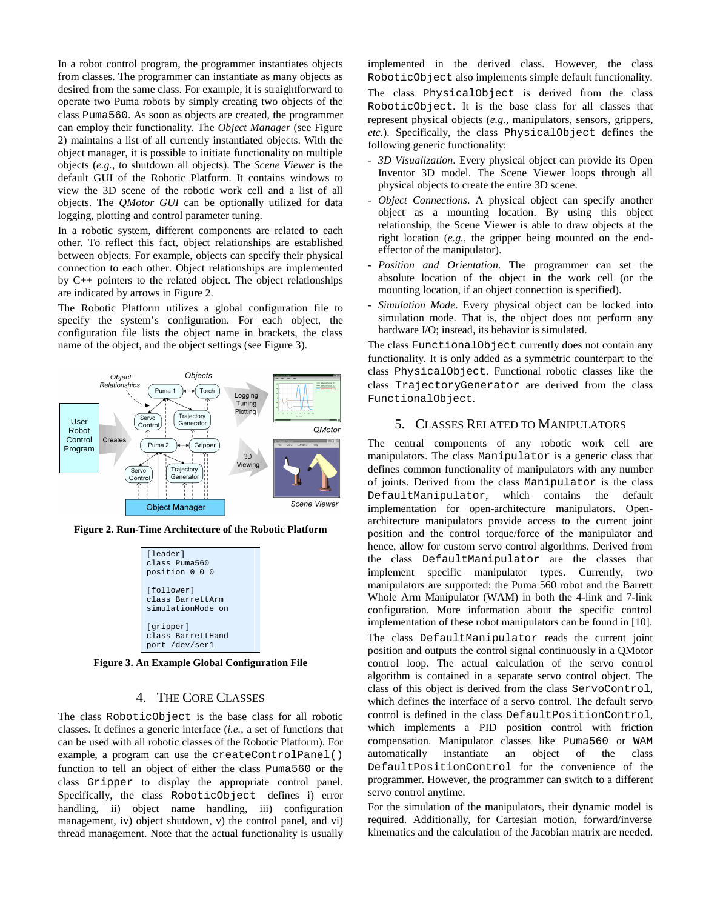In a robot control program, the programmer instantiates objects from classes. The programmer can instantiate as many objects as desired from the same class. For example, it is straightforward to operate two Puma robots by simply creating two objects of the class `Puma560`. As soon as objects are created, the programmer can employ their functionality. The *Object Manager* (see Figure 2) maintains a list of all currently instantiated objects. With the object manager, it is possible to initiate functionality on multiple objects (*e.g.*, to shutdown all objects). The *Scene Viewer* is the default GUI of the Robotic Platform. It contains windows to view the 3D scene of the robotic work cell and a list of all objects. The *QMotor GUI* can be optionally utilized for data logging, plotting and control parameter tuning.

In a robotic system, different components are related to each other. To reflect this fact, object relationships are established between objects. For example, objects can specify their physical connection to each other. Object relationships are implemented by C++ pointers to the related object. The object relationships are indicated by arrows in Figure 2.

The Robotic Platform utilizes a global configuration file to specify the system's configuration. For each object, the configuration file lists the object name in brackets, the class name of the object, and the object settings (see Figure 3).

**Figure 2. Run-Time Architecture of the Robotic Platform**

```
[leader]
class Puma560
position 0 0 0

[follower]
class BarrettArm
simulationMode on

[gripper]
class BarrettHand
port /dev/ser1
```

**Figure 3. An Example Global Configuration File**

## 4. The Core Classes

The class `RoboticObject` is the base class for all robotic classes. It defines a generic interface (*i.e.*, a set of functions that can be used with all robotic classes of the Robotic Platform). For example, a program can use the `createControlPanel()` function to tell an object of either the class `Puma560` or the class `Gripper` to display the appropriate control panel. Specifically, the class `RoboticObject` defines i) error handling, ii) object name handling, iii) configuration management, iv) object shutdown, v) the control panel, and vi) thread management. Note that the actual functionality is usually implemented in the derived class. However, the class `RoboticObject` also implements simple default functionality.

The class `PhysicalObject` is derived from the class `RoboticObject`. It is the base class for all classes that represent physical objects (*e.g.*, manipulators, sensors, grippers, *etc.*). Specifically, the class `PhysicalObject` defines the following generic functionality:

- *3D Visualization*. Every physical object can provide its Open Inventor 3D model. The Scene Viewer loops through all physical objects to create the entire 3D scene.
- *Object Connections*. A physical object can specify another object as a mounting location. By using this object relationship, the Scene Viewer is able to draw objects at the right location (*e.g.*, the gripper being mounted on the end-effector of the manipulator).
- *Position and Orientation*. The programmer can set the absolute location of the object in the work cell (or the mounting location, if an object connection is specified).
- *Simulation Mode*. Every physical object can be locked into simulation mode. That is, the object does not perform any hardware I/O; instead, its behavior is simulated.

The class `FunctionalObject` currently does not contain any functionality. It is only added as a symmetric counterpart to the class `PhysicalObject`. Functional robotic classes like the class `TrajectoryGenerator` are derived from the class `FunctionalObject`.

## 5. Classes Related to Manipulators

The central components of any robotic work cell are manipulators. The class `Manipulator` is a generic class that defines common functionality of manipulators with any number of joints. Derived from the class `Manipulator` is the class `DefaultManipulator`, which contains the default implementation for open-architecture manipulators. Open-architecture manipulators provide access to the current joint position and the control torque/force of the manipulator and hence, allow for custom servo control algorithms. Derived from the class `DefaultManipulator` are the classes that implement specific manipulator types. Currently, two manipulators are supported: the Puma 560 robot and the Barrett Whole Arm Manipulator (WAM) in both the 4-link and 7-link configuration. More information about the specific control implementation of these robot manipulators can be found in [10].

The class `DefaultManipulator` reads the current joint position and outputs the control signal continuously in a QMotor control loop. The actual calculation of the servo control algorithm is contained in a separate servo control object. The class of this object is derived from the class `ServoControl`, which defines the interface of a servo control. The default servo control is defined in the class `DefaultPositionControl`, which implements a PID position control with friction compensation. Manipulator classes like `Puma560` or `WAM` automatically instantiate an object of the class `DefaultPositionControl` for the convenience of the programmer. However, the programmer can switch to a different servo control anytime.

For the simulation of the manipulators, their dynamic model is required. Additionally, for Cartesian motion, forward/inverse kinematics and the calculation of the Jacobian matrix are needed.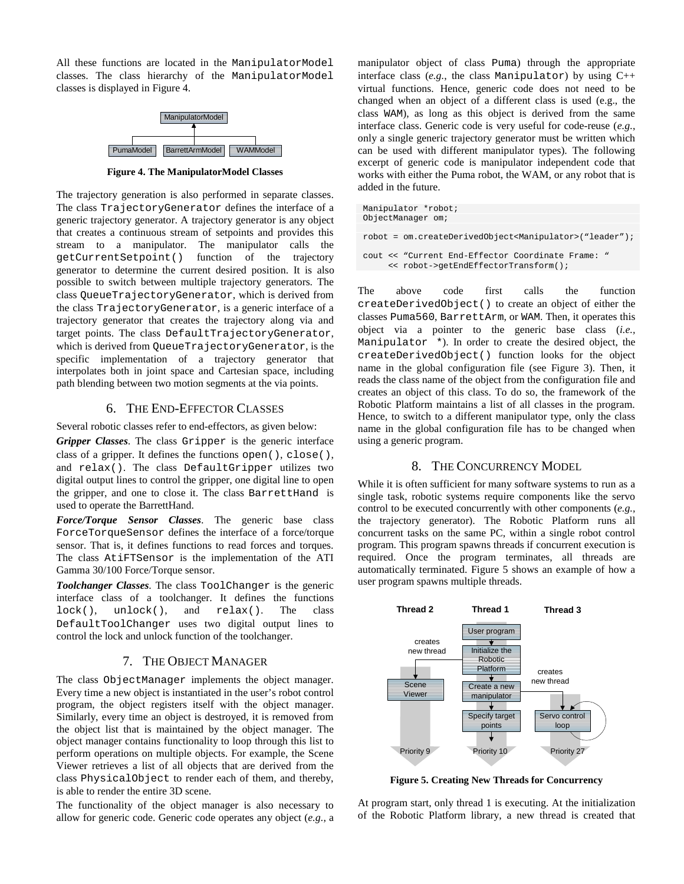All these functions are located in the ManipulatorModel classes. The class hierarchy of the ManipulatorModel classes is displayed in Figure 4.

**Figure 4. The ManipulatorModel Classes**

The trajectory generation is also performed in separate classes. The class TrajectoryGenerator defines the interface of a generic trajectory generator. A trajectory generator is any object that creates a continuous stream of setpoints and provides this stream to a manipulator. The manipulator calls the getCurrentSetpoint() function of the trajectory generator to determine the current desired position. It is also possible to switch between multiple trajectory generators. The class QueueTrajectoryGenerator, which is derived from the class TrajectoryGenerator, is a generic interface of a trajectory generator that creates the trajectory along via and target points. The class DefaultTrajectoryGenerator, which is derived from QueueTrajectoryGenerator, is the specific implementation of a trajectory generator that interpolates both in joint space and Cartesian space, including path blending between two motion segments at the via points.

## 6. The End-Effector Classes

Several robotic classes refer to end-effectors, as given below:

***Gripper Classes***. The class Gripper is the generic interface class of a gripper. It defines the functions open(), close(), and relax(). The class DefaultGripper utilizes two digital output lines to control the gripper, one digital line to open the gripper, and one to close it. The class BarrettHand is used to operate the BarrettHand.

***Force/Torque Sensor Classes***. The generic base class ForceTorqueSensor defines the interface of a force/torque sensor. That is, it defines functions to read forces and torques. The class AtiFTSensor is the implementation of the ATI Gamma 30/100 Force/Torque sensor.

***Toolchanger Classes***. The class ToolChanger is the generic interface class of a toolchanger. It defines the functions lock(), unlock(), and relax(). The class DefaultToolChanger uses two digital output lines to control the lock and unlock function of the toolchanger.

## 7. The Object Manager

The class ObjectManager implements the object manager. Every time a new object is instantiated in the user's robot control program, the object registers itself with the object manager. Similarly, every time an object is destroyed, it is removed from the object list that is maintained by the object manager. The object manager contains functionality to loop through this list to perform operations on multiple objects. For example, the Scene Viewer retrieves a list of all objects that are derived from the class PhysicalObject to render each of them, and thereby, is able to render the entire 3D scene.

The functionality of the object manager is also necessary to allow for generic code. Generic code operates any object (*e.g.*, a manipulator object of class Puma) through the appropriate interface class (*e.g.*, the class Manipulator) by using C++ virtual functions. Hence, generic code does not need to be changed when an object of a different class is used (e.g., the class WAM), as long as this object is derived from the same interface class. Generic code is very useful for code-reuse (*e.g.*, only a single generic trajectory generator must be written which can be used with different manipulator types). The following excerpt of generic code is manipulator independent code that works with either the Puma robot, the WAM, or any robot that is added in the future.

```
Manipulator *robot;
ObjectManager om;

robot = om.createDerivedObject<Manipulator>("leader");

cout << "Current End-Effector Coordinate Frame: "
     << robot->getEndEffectorTransform();
```

The above code first calls the function createDerivedObject() to create an object of either the classes Puma560, BarrettArm, or WAM. Then, it operates this object via a pointer to the generic base class (*i.e.*, Manipulator *). In order to create the desired object, the createDerivedObject() function looks for the object name in the global configuration file (see Figure 3). Then, it reads the class name of the object from the configuration file and creates an object of this class. To do so, the framework of the Robotic Platform maintains a list of all classes in the program. Hence, to switch to a different manipulator type, only the class name in the global configuration file has to be changed when using a generic program.

## 8. The Concurrency Model

While it is often sufficient for many software systems to run as a single task, robotic systems require components like the servo control to be executed concurrently with other components (*e.g.*, the trajectory generator). The Robotic Platform runs all concurrent tasks on the same PC, within a single robot control program. This program spawns threads if concurrent execution is required. Once the program terminates, all threads are automatically terminated. Figure 5 shows an example of how a user program spawns multiple threads.

**Figure 5. Creating New Threads for Concurrency**

At program start, only thread 1 is executing. At the initialization of the Robotic Platform library, a new thread is created that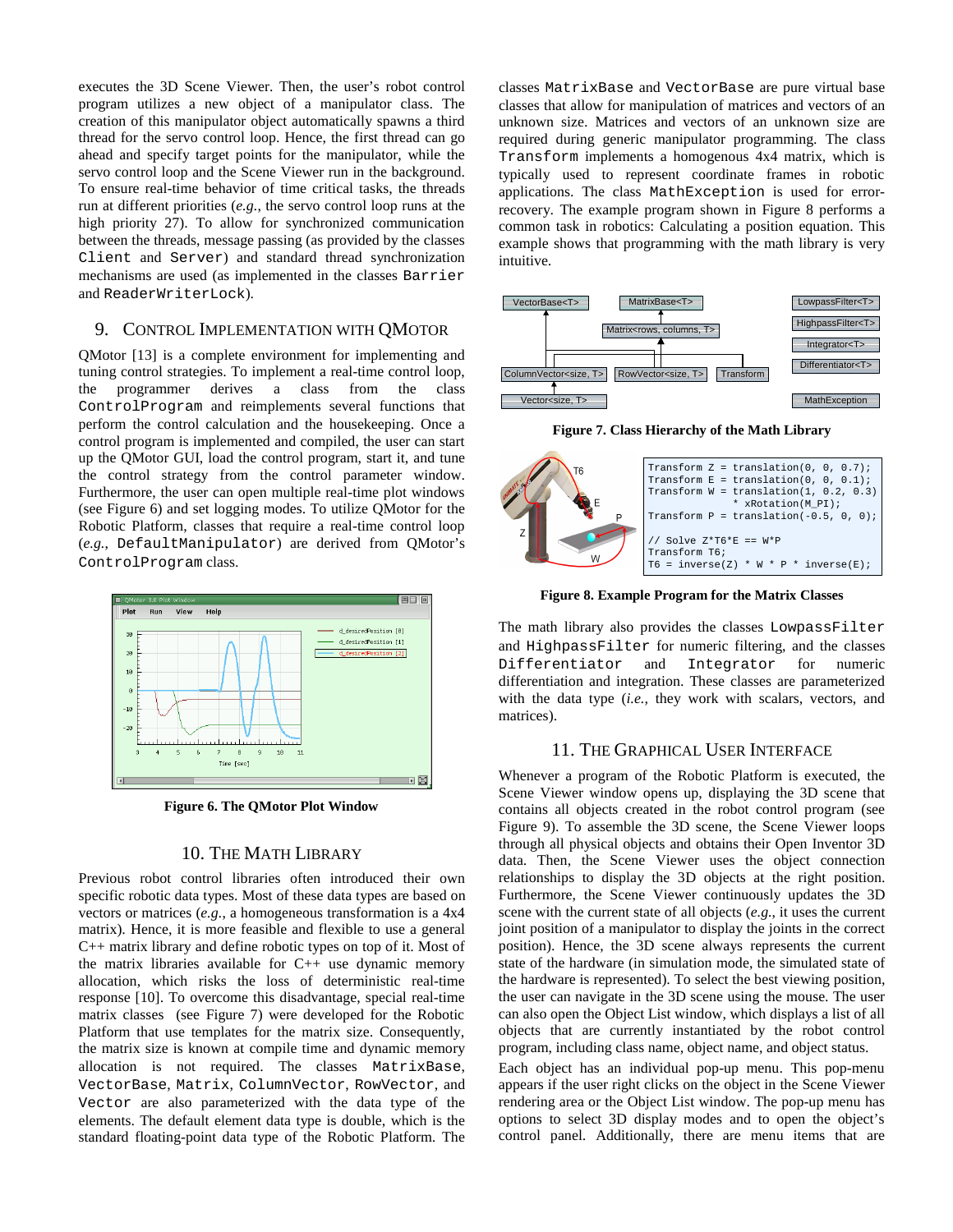executes the 3D Scene Viewer. Then, the user's robot control program utilizes a new object of a manipulator class. The creation of this manipulator object automatically spawns a third thread for the servo control loop. Hence, the first thread can go ahead and specify target points for the manipulator, while the servo control loop and the Scene Viewer run in the background. To ensure real-time behavior of time critical tasks, the threads run at different priorities (*e.g.*, the servo control loop runs at the high priority 27). To allow for synchronized communication between the threads, message passing (as provided by the classes `Client` and `Server`) and standard thread synchronization mechanisms are used (as implemented in the classes `Barrier` and `ReaderWriterLock`).

## 9. CONTROL IMPLEMENTATION WITH QMOTOR

QMotor [13] is a complete environment for implementing and tuning control strategies. To implement a real-time control loop, the programmer derives a class from the class `ControlProgram` and reimplements several functions that perform the control calculation and the housekeeping. Once a control program is implemented and compiled, the user can start up the QMotor GUI, load the control program, start it, and tune the control strategy from the control parameter window. Furthermore, the user can open multiple real-time plot windows (see Figure 6) and set logging modes. To utilize QMotor for the Robotic Platform, classes that require a real-time control loop (*e.g.*, `DefaultManipulator`) are derived from QMotor's `ControlProgram` class.

**Figure 6. The QMotor Plot Window**

## 10. THE MATH LIBRARY

Previous robot control libraries often introduced their own specific robotic data types. Most of these data types are based on vectors or matrices (*e.g.*, a homogeneous transformation is a 4x4 matrix). Hence, it is more feasible and flexible to use a general C++ matrix library and define robotic types on top of it. Most of the matrix libraries available for C++ use dynamic memory allocation, which risks the loss of deterministic real-time response [10]. To overcome this disadvantage, special real-time matrix classes (see Figure 7) were developed for the Robotic Platform that use templates for the matrix size. Consequently, the matrix size is known at compile time and dynamic memory allocation is not required. The classes `MatrixBase`, `VectorBase`, `Matrix`, `ColumnVector`, `RowVector`, and `Vector` are also parameterized with the data type of the elements. The default element data type is double, which is the standard floating-point data type of the Robotic Platform. The classes `MatrixBase` and `VectorBase` are pure virtual base classes that allow for manipulation of matrices and vectors of an unknown size. Matrices and vectors of an unknown size are required during generic manipulator programming. The class `Transform` implements a homogenous 4x4 matrix, which is typically used to represent coordinate frames in robotic applications. The class `MathException` is used for error-recovery. The example program shown in Figure 8 performs a common task in robotics: Calculating a position equation. This example shows that programming with the math library is very intuitive.

**Figure 7. Class Hierarchy of the Math Library**

```
Transform Z = translation(0, 0, 0.7);
Transform E = translation(0, 0, 0.1);
Transform W = translation(1, 0.2, 0.3)
            * xRotation(M_PI);
Transform P = translation(-0.5, 0, 0);

// Solve Z*T6*E == W*P
Transform T6;
T6 = inverse(Z) * W * P * inverse(E);
```

**Figure 8. Example Program for the Matrix Classes**

The math library also provides the classes `LowpassFilter` and `HighpassFilter` for numeric filtering, and the classes `Differentiator` and `Integrator` for numeric differentiation and integration. These classes are parameterized with the data type (*i.e.*, they work with scalars, vectors, and matrices).

## 11. THE GRAPHICAL USER INTERFACE

Whenever a program of the Robotic Platform is executed, the Scene Viewer window opens up, displaying the 3D scene that contains all objects created in the robot control program (see Figure 9). To assemble the 3D scene, the Scene Viewer loops through all physical objects and obtains their Open Inventor 3D data. Then, the Scene Viewer uses the object connection relationships to display the 3D objects at the right position. Furthermore, the Scene Viewer continuously updates the 3D scene with the current state of all objects (*e.g.*, it uses the current joint position of a manipulator to display the joints in the correct position). Hence, the 3D scene always represents the current state of the hardware (in simulation mode, the simulated state of the hardware is represented). To select the best viewing position, the user can navigate in the 3D scene using the mouse. The user can also open the Object List window, which displays a list of all objects that are currently instantiated by the robot control program, including class name, object name, and object status.

Each object has an individual pop-up menu. This pop-menu appears if the user right clicks on the object in the Scene Viewer rendering area or the Object List window. The pop-up menu has options to select 3D display modes and to open the object's control panel. Additionally, there are menu items that are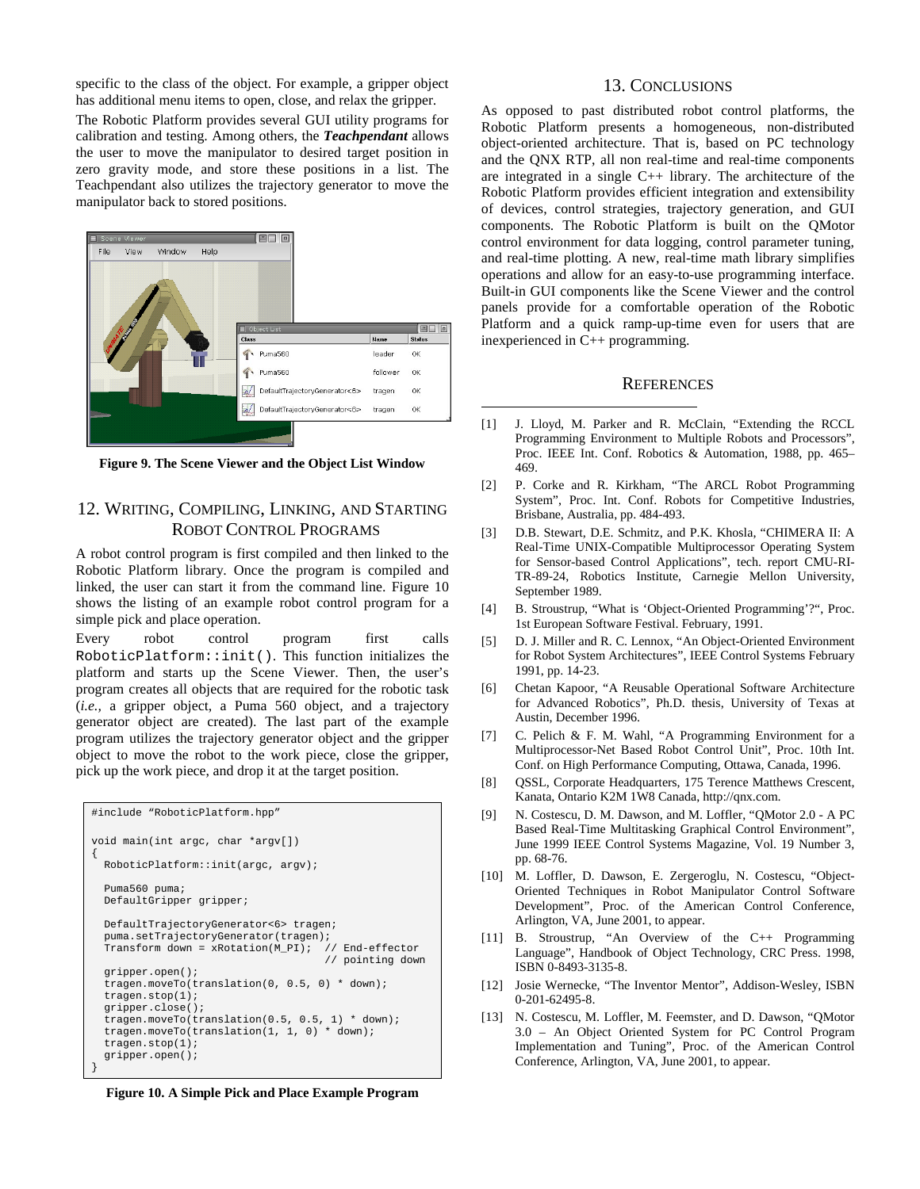specific to the class of the object. For example, a gripper object has additional menu items to open, close, and relax the gripper.

The Robotic Platform provides several GUI utility programs for calibration and testing. Among others, the ***Teachpendant*** allows the user to move the manipulator to desired target position in zero gravity mode, and store these positions in a list. The Teachpendant also utilizes the trajectory generator to move the manipulator back to stored positions.

**Figure 9. The Scene Viewer and the Object List Window**

## 12. Writing, Compiling, Linking, and Starting Robot Control Programs

A robot control program is first compiled and then linked to the Robotic Platform library. Once the program is compiled and linked, the user can start it from the command line. Figure 10 shows the listing of an example robot control program for a simple pick and place operation.

Every robot control program first calls `RoboticPlatform::init()`. This function initializes the platform and starts up the Scene Viewer. Then, the user's program creates all objects that are required for the robotic task (*i.e.*, a gripper object, a Puma 560 object, and a trajectory generator object are created). The last part of the example program utilizes the trajectory generator object and the gripper object to move the robot to the work piece, close the gripper, pick up the work piece, and drop it at the target position.

```
#include "RoboticPlatform.hpp"

void main(int argc, char *argv[])
{
  RoboticPlatform::init(argc, argv);

  Puma560 puma;
  DefaultGripper gripper;

  DefaultTrajectoryGenerator<6> tragen;
  puma.setTrajectoryGenerator(tragen);
  Transform down = xRotation(M_PI);  // End-effector
                                     // pointing down
  gripper.open();
  tragen.moveTo(translation(0, 0.5, 0) * down);
  tragen.stop(1);
  gripper.close();
  tragen.moveTo(translation(0.5, 0.5, 1) * down);
  tragen.moveTo(translation(1, 1, 0) * down);
  tragen.stop(1);
  gripper.open();
}
```

**Figure 10. A Simple Pick and Place Example Program**

## 13. Conclusions

As opposed to past distributed robot control platforms, the Robotic Platform presents a homogeneous, non-distributed object-oriented architecture. That is, based on PC technology and the QNX RTP, all non real-time and real-time components are integrated in a single C++ library. The architecture of the Robotic Platform provides efficient integration and extensibility of devices, control strategies, trajectory generation, and GUI components. The Robotic Platform is built on the QMotor control environment for data logging, control parameter tuning, and real-time plotting. A new, real-time math library simplifies operations and allow for an easy-to-use programming interface. Built-in GUI components like the Scene Viewer and the control panels provide for a comfortable operation of the Robotic Platform and a quick ramp-up-time even for users that are inexperienced in C++ programming.

## References

[1] J. Lloyd, M. Parker and R. McClain, "Extending the RCCL Programming Environment to Multiple Robots and Processors", Proc. IEEE Int. Conf. Robotics & Automation, 1988, pp. 465–469.

[2] P. Corke and R. Kirkham, "The ARCL Robot Programming System", Proc. Int. Conf. Robots for Competitive Industries, Brisbane, Australia, pp. 484-493.

[3] D.B. Stewart, D.E. Schmitz, and P.K. Khosla, "CHIMERA II: A Real-Time UNIX-Compatible Multiprocessor Operating System for Sensor-based Control Applications", tech. report CMU-RI-TR-89-24, Robotics Institute, Carnegie Mellon University, September 1989.

[4] B. Stroustrup, "What is 'Object-Oriented Programming'?", Proc. 1st European Software Festival. February, 1991.

[5] D. J. Miller and R. C. Lennox, "An Object-Oriented Environment for Robot System Architectures", IEEE Control Systems February 1991, pp. 14-23.

[6] Chetan Kapoor, "A Reusable Operational Software Architecture for Advanced Robotics", Ph.D. thesis, University of Texas at Austin, December 1996.

[7] C. Pelich & F. M. Wahl, "A Programming Environment for a Multiprocessor-Net Based Robot Control Unit", Proc. 10th Int. Conf. on High Performance Computing, Ottawa, Canada, 1996.

[8] QSSL, Corporate Headquarters, 175 Terence Matthews Crescent, Kanata, Ontario K2M 1W8 Canada, http://qnx.com.

[9] N. Costescu, D. M. Dawson, and M. Loffler, "QMotor 2.0 - A PC Based Real-Time Multitasking Graphical Control Environment", June 1999 IEEE Control Systems Magazine, Vol. 19 Number 3, pp. 68-76.

[10] M. Loffler, D. Dawson, E. Zergeroglu, N. Costescu, "Object-Oriented Techniques in Robot Manipulator Control Software Development", Proc. of the American Control Conference, Arlington, VA, June 2001, to appear.

[11] B. Stroustrup, "An Overview of the C++ Programming Language", Handbook of Object Technology, CRC Press. 1998, ISBN 0-8493-3135-8.

[12] Josie Wernecke, "The Inventor Mentor", Addison-Wesley, ISBN 0-201-62495-8.

[13] N. Costescu, M. Loffler, M. Feemster, and D. Dawson, "QMotor 3.0 – An Object Oriented System for PC Control Program Implementation and Tuning", Proc. of the American Control Conference, Arlington, VA, June 2001, to appear.